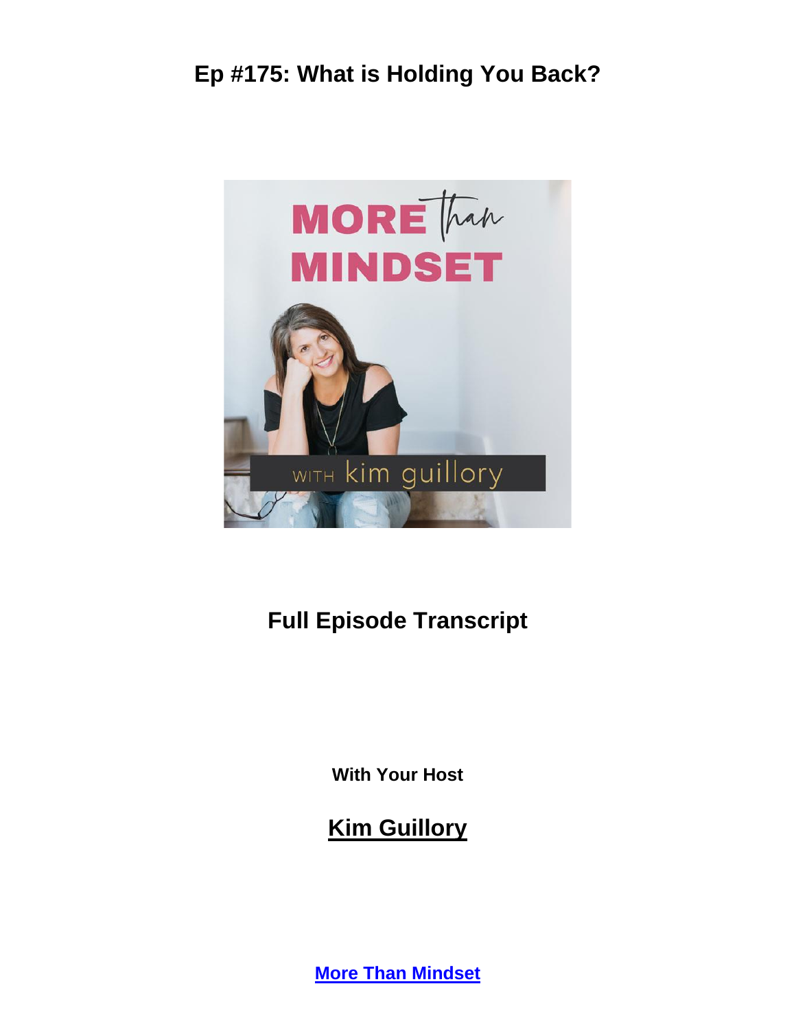# Ep #175: What is Holding You Back?

## Full Episode Transcript

**With Your Host**

## Kim Guillory

**More Than Mindset**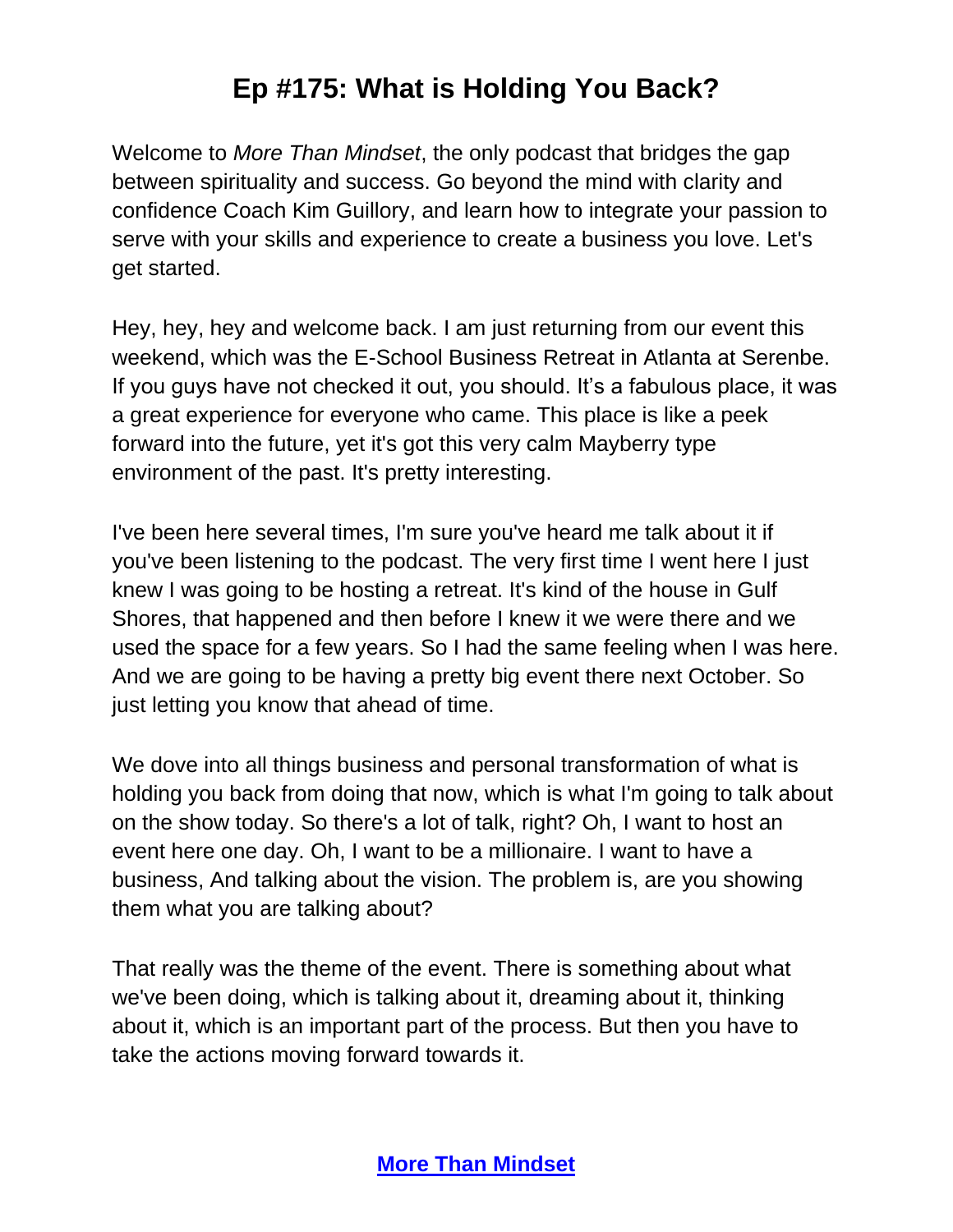# Ep #175: What is Holding You Back?

Welcome to *More Than Mindset*, the only podcast that bridges the gap between spirituality and success. Go beyond the mind with clarity and confidence Coach Kim Guillory, and learn how to integrate your passion to serve with your skills and experience to create a business you love. Let's get started.

Hey, hey, hey and welcome back. I am just returning from our event this weekend, which was the E-School Business Retreat in Atlanta at Serenbe. If you guys have not checked it out, you should. It's a fabulous place, it was a great experience for everyone who came. This place is like a peek forward into the future, yet it's got this very calm Mayberry type environment of the past. It's pretty interesting.

I've been here several times, I'm sure you've heard me talk about it if you've been listening to the podcast. The very first time I went here I just knew I was going to be hosting a retreat. It's kind of the house in Gulf Shores, that happened and then before I knew it we were there and we used the space for a few years. So I had the same feeling when I was here. And we are going to be having a pretty big event there next October. So just letting you know that ahead of time.

We dove into all things business and personal transformation of what is holding you back from doing that now, which is what I'm going to talk about on the show today. So there's a lot of talk, right? Oh, I want to host an event here one day. Oh, I want to be a millionaire. I want to have a business, And talking about the vision. The problem is, are you showing them what you are talking about?

That really was the theme of the event. There is something about what we've been doing, which is talking about it, dreaming about it, thinking about it, which is an important part of the process. But then you have to take the actions moving forward towards it.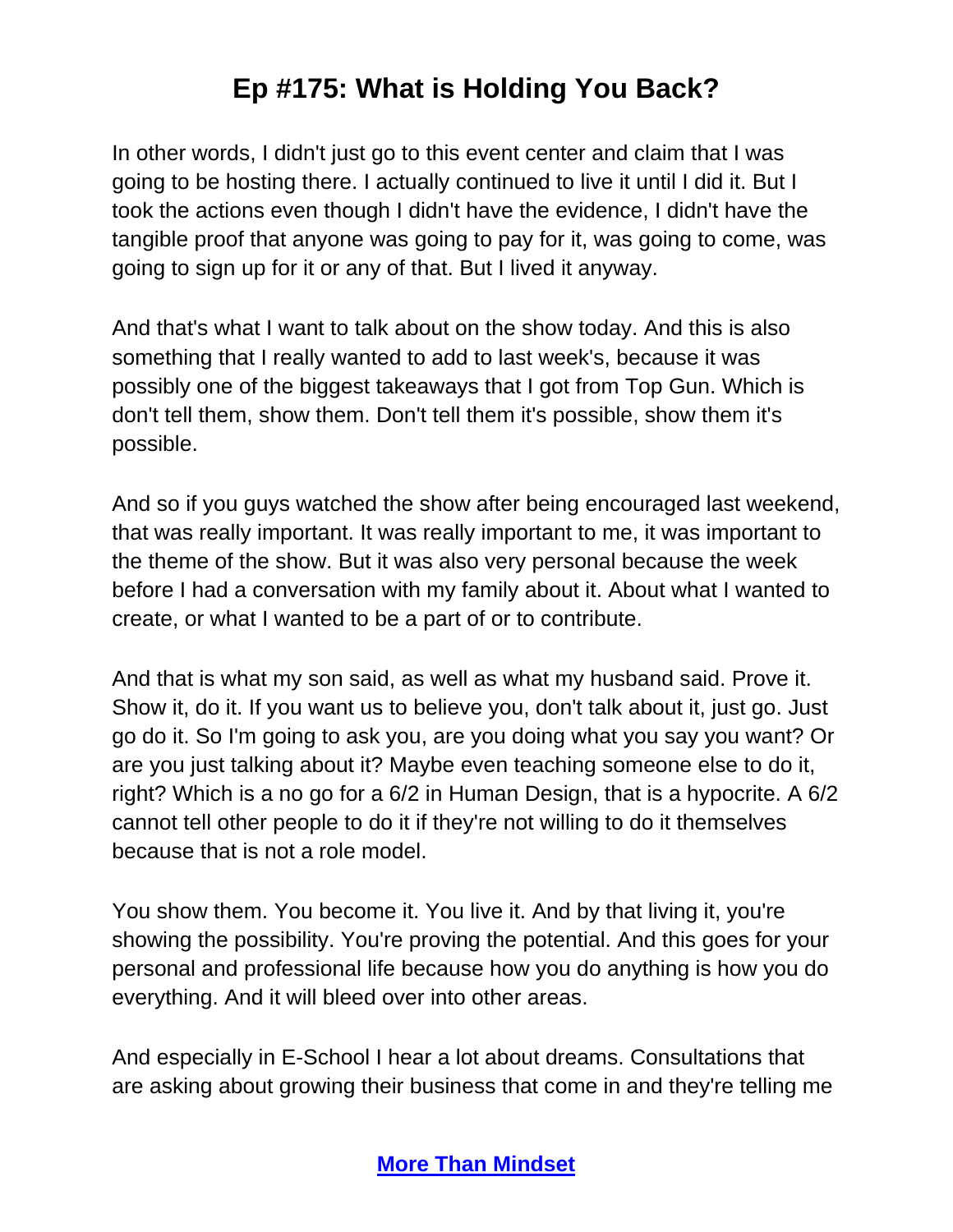# Ep #175: What is Holding You Back?

In other words, I didn't just go to this event center and claim that I was going to be hosting there. I actually continued to live it until I did it. But I took the actions even though I didn't have the evidence, I didn't have the tangible proof that anyone was going to pay for it, was going to come, was going to sign up for it or any of that. But I lived it anyway.

And that's what I want to talk about on the show today. And this is also something that I really wanted to add to last week's, because it was possibly one of the biggest takeaways that I got from Top Gun. Which is don't tell them, show them. Don't tell them it's possible, show them it's possible.

And so if you guys watched the show after being encouraged last weekend, that was really important. It was really important to me, it was important to the theme of the show. But it was also very personal because the week before I had a conversation with my family about it. About what I wanted to create, or what I wanted to be a part of or to contribute.

And that is what my son said, as well as what my husband said. Prove it. Show it, do it. If you want us to believe you, don't talk about it, just go. Just go do it. So I'm going to ask you, are you doing what you say you want? Or are you just talking about it? Maybe even teaching someone else to do it, right? Which is a no go for a 6/2 in Human Design, that is a hypocrite. A 6/2 cannot tell other people to do it if they're not willing to do it themselves because that is not a role model.

You show them. You become it. You live it. And by that living it, you're showing the possibility. You're proving the potential. And this goes for your personal and professional life because how you do anything is how you do everything. And it will bleed over into other areas.

And especially in E-School I hear a lot about dreams. Consultations that are asking about growing their business that come in and they're telling me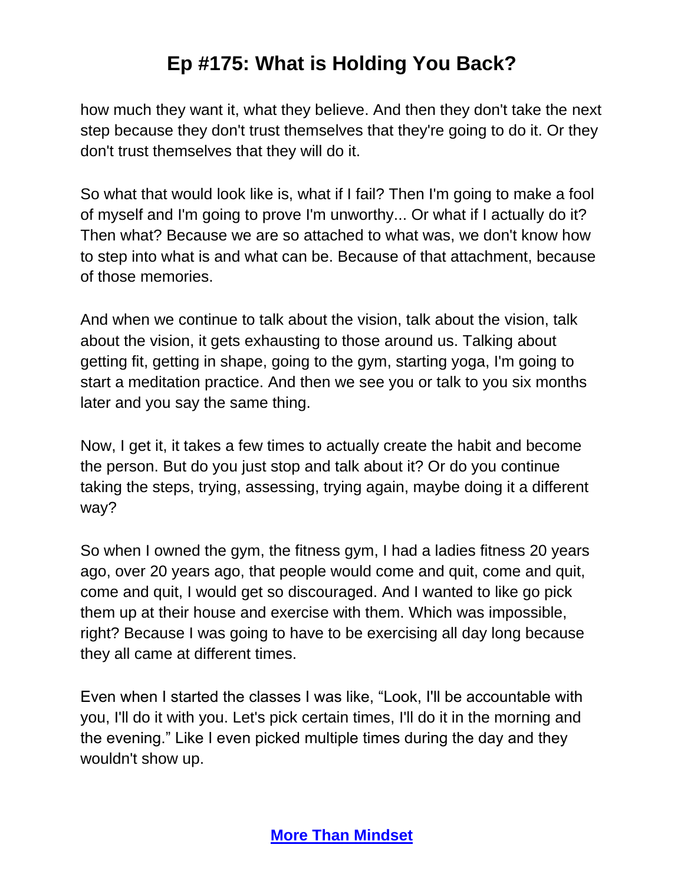how much they want it, what they believe. And then they don't take the next step because they don't trust themselves that they're going to do it. Or they don't trust themselves that they will do it.

So what that would look like is, what if I fail? Then I'm going to make a fool of myself and I'm going to prove I'm unworthy... Or what if I actually do it? Then what? Because we are so attached to what was, we don't know how to step into what is and what can be. Because of that attachment, because of those memories.

And when we continue to talk about the vision, talk about the vision, talk about the vision, it gets exhausting to those around us. Talking about getting fit, getting in shape, going to the gym, starting yoga, I'm going to start a meditation practice. And then we see you or talk to you six months later and you say the same thing.

Now, I get it, it takes a few times to actually create the habit and become the person. But do you just stop and talk about it? Or do you continue taking the steps, trying, assessing, trying again, maybe doing it a different way?

So when I owned the gym, the fitness gym, I had a ladies fitness 20 years ago, over 20 years ago, that people would come and quit, come and quit, come and quit, I would get so discouraged. And I wanted to like go pick them up at their house and exercise with them. Which was impossible, right? Because I was going to have to be exercising all day long because they all came at different times.

Even when I started the classes I was like, “Look, I'll be accountable with you, I'll do it with you. Let's pick certain times, I'll do it in the morning and the evening.” Like I even picked multiple times during the day and they wouldn't show up.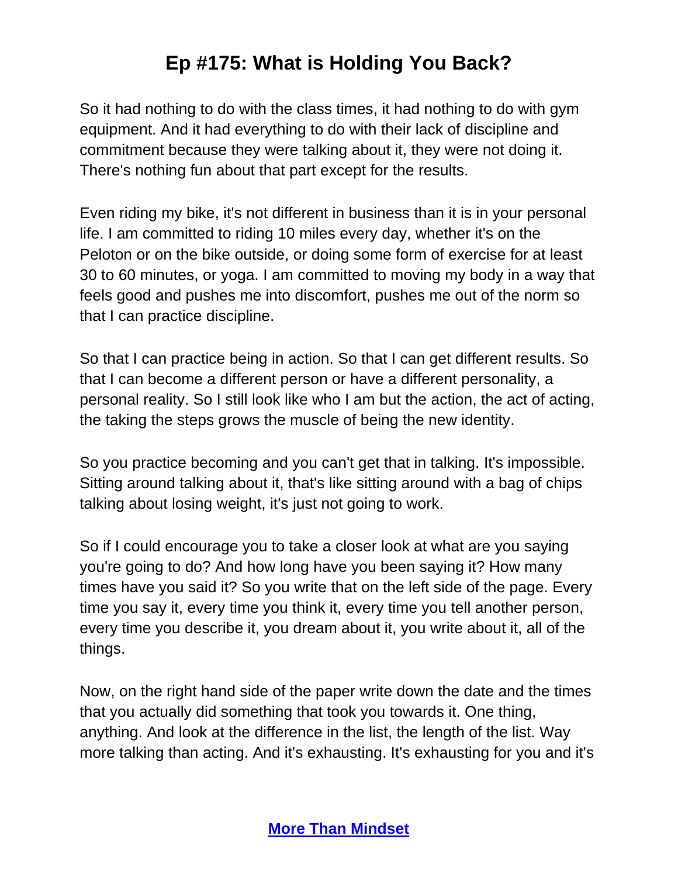So it had nothing to do with the class times, it had nothing to do with gym equipment. And it had everything to do with their lack of discipline and commitment because they were talking about it, they were not doing it. There's nothing fun about that part except for the results.

Even riding my bike, it's not different in business than it is in your personal life. I am committed to riding 10 miles every day, whether it's on the Peloton or on the bike outside, or doing some form of exercise for at least 30 to 60 minutes, or yoga. I am committed to moving my body in a way that feels good and pushes me into discomfort, pushes me out of the norm so that I can practice discipline.

So that I can practice being in action. So that I can get different results. So that I can become a different person or have a different personality, a personal reality. So I still look like who I am but the action, the act of acting, the taking the steps grows the muscle of being the new identity.

So you practice becoming and you can't get that in talking. It's impossible. Sitting around talking about it, that's like sitting around with a bag of chips talking about losing weight, it's just not going to work.

So if I could encourage you to take a closer look at what are you saying you're going to do? And how long have you been saying it? How many times have you said it? So you write that on the left side of the page. Every time you say it, every time you think it, every time you tell another person, every time you describe it, you dream about it, you write about it, all of the things.

Now, on the right hand side of the paper write down the date and the times that you actually did something that took you towards it. One thing, anything. And look at the difference in the list, the length of the list. Way more talking than acting. And it's exhausting. It's exhausting for you and it's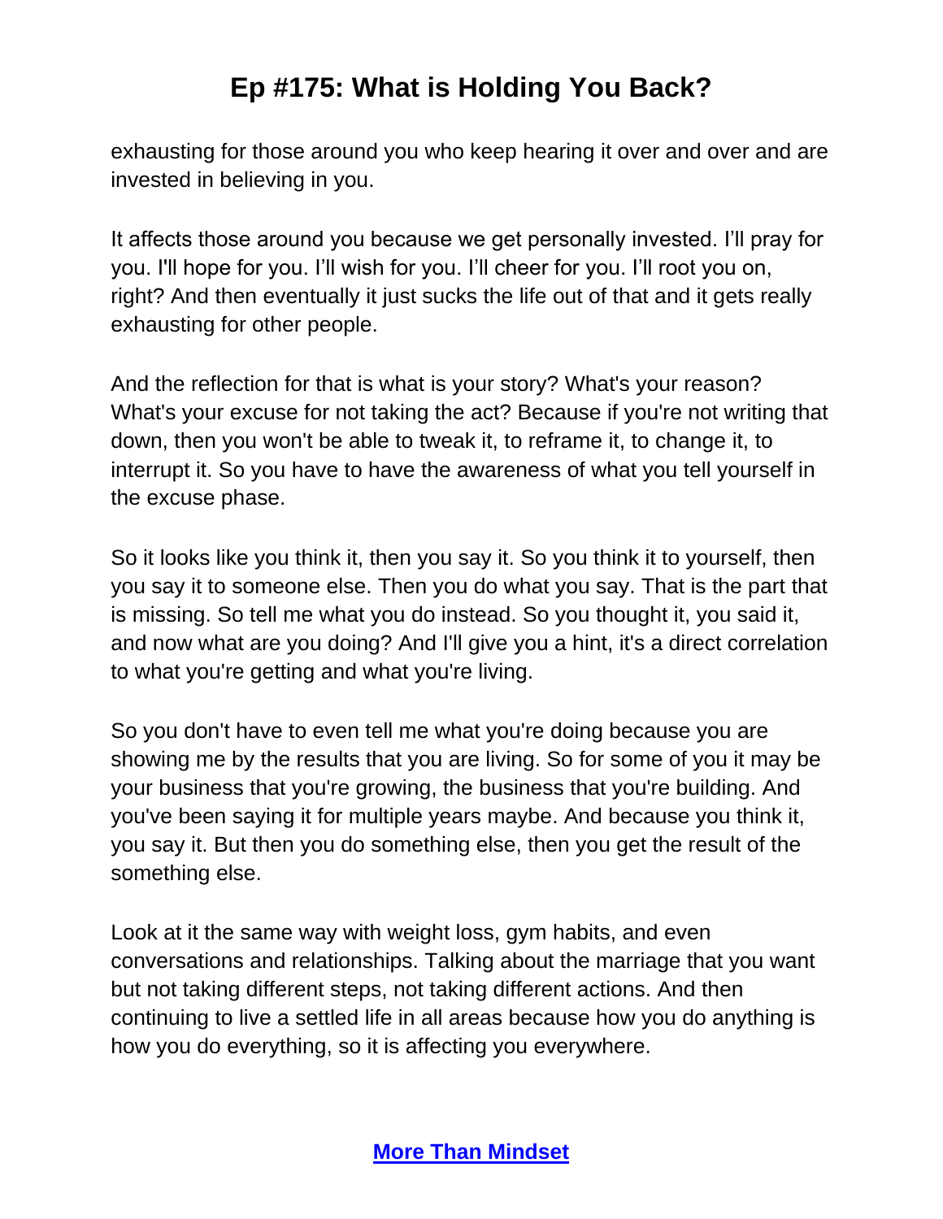exhausting for those around you who keep hearing it over and over and are invested in believing in you.

It affects those around you because we get personally invested. I'll pray for you. I'll hope for you. I'll wish for you. I'll cheer for you. I'll root you on, right? And then eventually it just sucks the life out of that and it gets really exhausting for other people.

And the reflection for that is what is your story? What's your reason? What's your excuse for not taking the act? Because if you're not writing that down, then you won't be able to tweak it, to reframe it, to change it, to interrupt it. So you have to have the awareness of what you tell yourself in the excuse phase.

So it looks like you think it, then you say it. So you think it to yourself, then you say it to someone else. Then you do what you say. That is the part that is missing. So tell me what you do instead. So you thought it, you said it, and now what are you doing? And I'll give you a hint, it's a direct correlation to what you're getting and what you're living.

So you don't have to even tell me what you're doing because you are showing me by the results that you are living. So for some of you it may be your business that you're growing, the business that you're building. And you've been saying it for multiple years maybe. And because you think it, you say it. But then you do something else, then you get the result of the something else.

Look at it the same way with weight loss, gym habits, and even conversations and relationships. Talking about the marriage that you want but not taking different steps, not taking different actions. And then continuing to live a settled life in all areas because how you do anything is how you do everything, so it is affecting you everywhere.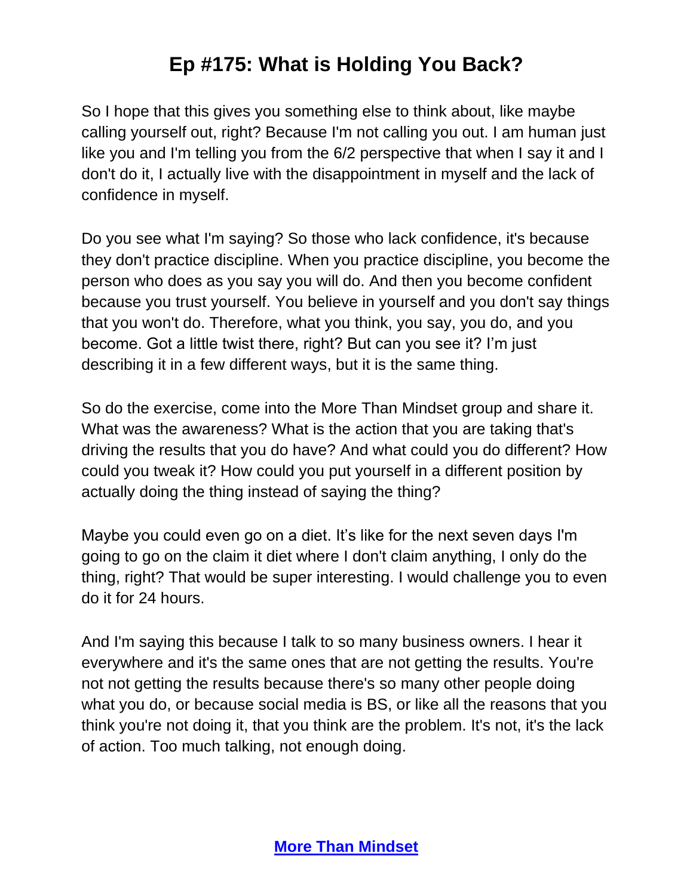So I hope that this gives you something else to think about, like maybe calling yourself out, right? Because I'm not calling you out. I am human just like you and I'm telling you from the 6/2 perspective that when I say it and I don't do it, I actually live with the disappointment in myself and the lack of confidence in myself.

Do you see what I'm saying? So those who lack confidence, it's because they don't practice discipline. When you practice discipline, you become the person who does as you say you will do. And then you become confident because you trust yourself. You believe in yourself and you don't say things that you won't do. Therefore, what you think, you say, you do, and you become. Got a little twist there, right? But can you see it? I'm just describing it in a few different ways, but it is the same thing.

So do the exercise, come into the More Than Mindset group and share it. What was the awareness? What is the action that you are taking that's driving the results that you do have? And what could you do different? How could you tweak it? How could you put yourself in a different position by actually doing the thing instead of saying the thing?

Maybe you could even go on a diet. It's like for the next seven days I'm going to go on the claim it diet where I don't claim anything, I only do the thing, right? That would be super interesting. I would challenge you to even do it for 24 hours.

And I'm saying this because I talk to so many business owners. I hear it everywhere and it's the same ones that are not getting the results. You're not not getting the results because there's so many other people doing what you do, or because social media is BS, or like all the reasons that you think you're not doing it, that you think are the problem. It's not, it's the lack of action. Too much talking, not enough doing.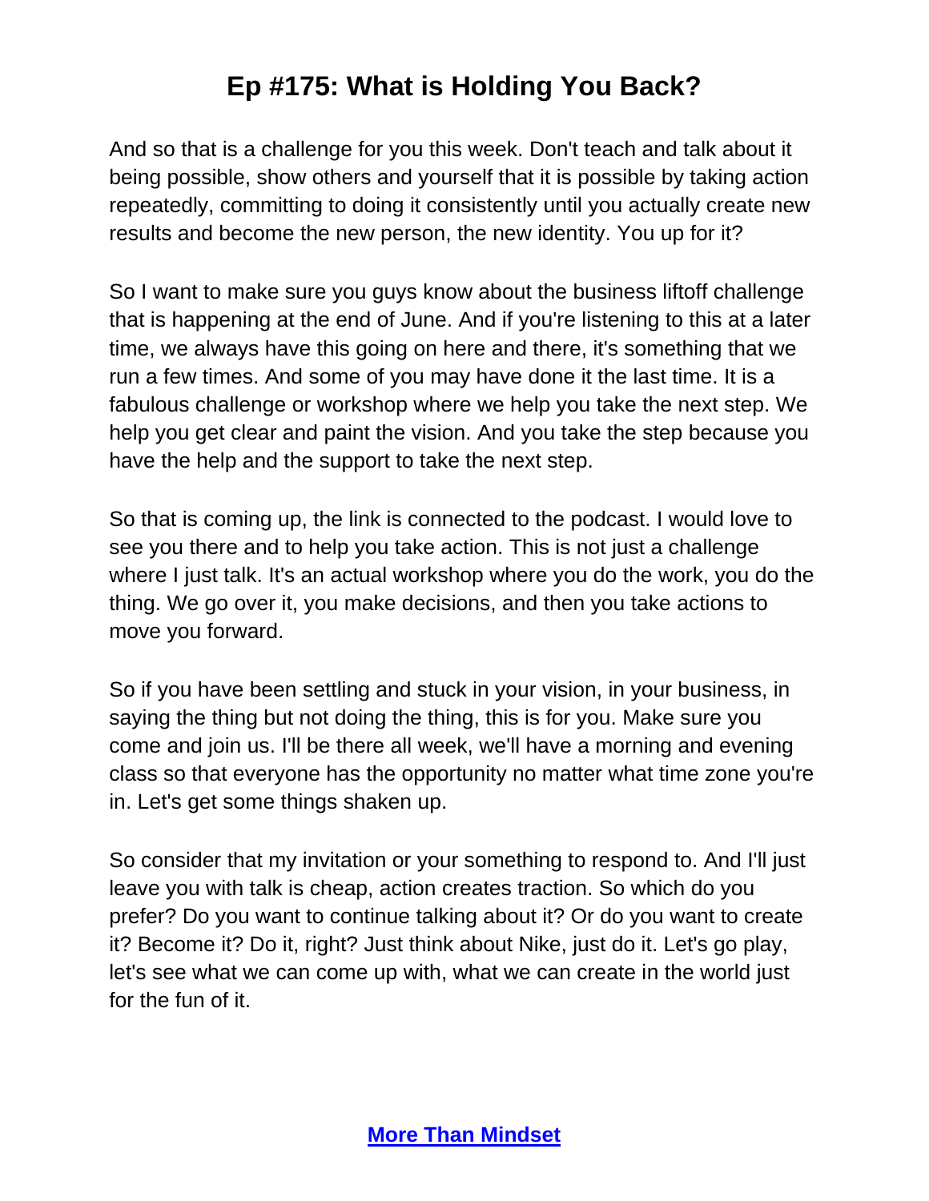And so that is a challenge for you this week. Don't teach and talk about it being possible, show others and yourself that it is possible by taking action repeatedly, committing to doing it consistently until you actually create new results and become the new person, the new identity. You up for it?

So I want to make sure you guys know about the business liftoff challenge that is happening at the end of June. And if you're listening to this at a later time, we always have this going on here and there, it's something that we run a few times. And some of you may have done it the last time. It is a fabulous challenge or workshop where we help you take the next step. We help you get clear and paint the vision. And you take the step because you have the help and the support to take the next step.

So that is coming up, the link is connected to the podcast. I would love to see you there and to help you take action. This is not just a challenge where I just talk. It's an actual workshop where you do the work, you do the thing. We go over it, you make decisions, and then you take actions to move you forward.

So if you have been settling and stuck in your vision, in your business, in saying the thing but not doing the thing, this is for you. Make sure you come and join us. I'll be there all week, we'll have a morning and evening class so that everyone has the opportunity no matter what time zone you're in. Let's get some things shaken up.

So consider that my invitation or your something to respond to. And I'll just leave you with talk is cheap, action creates traction. So which do you prefer? Do you want to continue talking about it? Or do you want to create it? Become it? Do it, right? Just think about Nike, just do it. Let's go play, let's see what we can come up with, what we can create in the world just for the fun of it.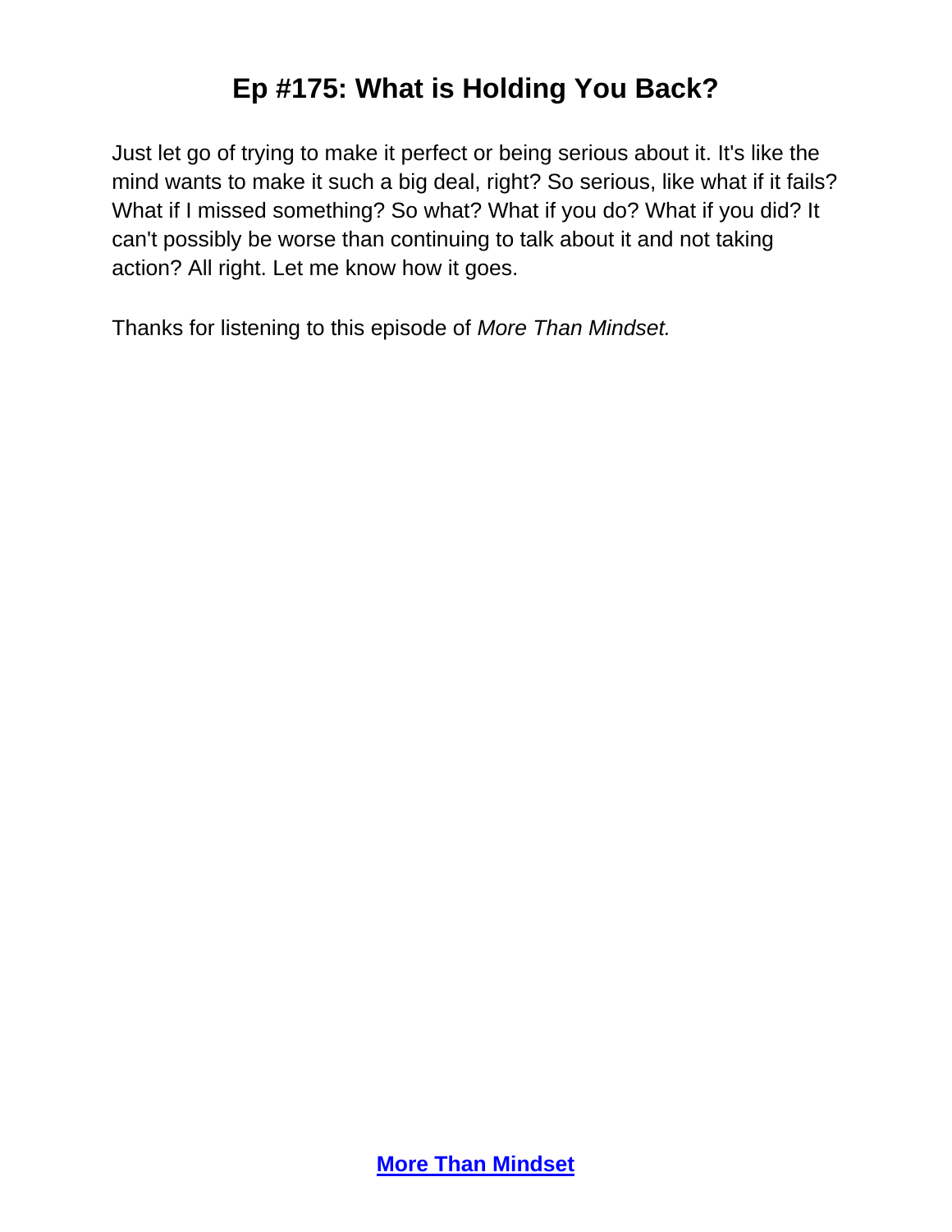Just let go of trying to make it perfect or being serious about it. It's like the mind wants to make it such a big deal, right? So serious, like what if it fails? What if I missed something? So what? What if you do? What if you did? It can't possibly be worse than continuing to talk about it and not taking action? All right. Let me know how it goes.

Thanks for listening to this episode of *More Than Mindset.*